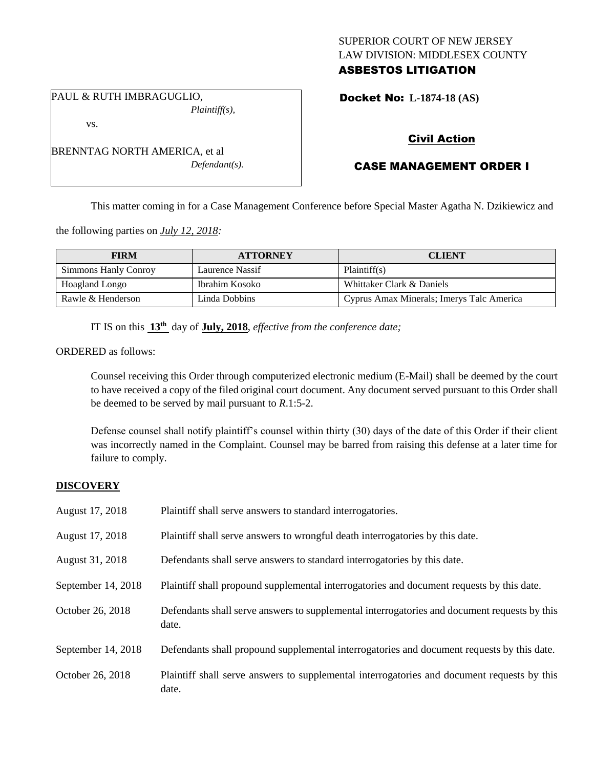SUPERIOR COURT OF NEW JERSEY
LAW DIVISION: MIDDLESEX COUNTY
**ASBESTOS LITIGATION**

PAUL & RUTH IMBRAGUGLIO,
*Plaintiff(s),*

vs.

BRENNTAG NORTH AMERICA, et al
*Defendant(s).*

**Docket No: L-1874-18 (AS)**

**Civil Action**

**CASE MANAGEMENT ORDER I**

This matter coming in for a Case Management Conference before Special Master Agatha N. Dzikiewicz and the following parties on *July 12, 2018:*

| FIRM | ATTORNEY | CLIENT |
| --- | --- | --- |
| Simmons Hanly Conroy | Laurence Nassif | Plaintiff(s) |
| Hoagland Longo | Ibrahim Kosoko | Whittaker Clark & Daniels |
| Rawle & Henderson | Linda Dobbins | Cyprus Amax Minerals; Imerys Talc America |

IT IS on this **13th** day of **July, 2018**, *effective from the conference date;*

ORDERED as follows:

Counsel receiving this Order through computerized electronic medium (E-Mail) shall be deemed by the court to have received a copy of the filed original court document. Any document served pursuant to this Order shall be deemed to be served by mail pursuant to *R*.1:5-2.

Defense counsel shall notify plaintiff's counsel within thirty (30) days of the date of this Order if their client was incorrectly named in the Complaint. Counsel may be barred from raising this defense at a later time for failure to comply.

**DISCOVERY**

| | |
| --- | --- |
| August 17, 2018 | Plaintiff shall serve answers to standard interrogatories. |
| August 17, 2018 | Plaintiff shall serve answers to wrongful death interrogatories by this date. |
| August 31, 2018 | Defendants shall serve answers to standard interrogatories by this date. |
| September 14, 2018 | Plaintiff shall propound supplemental interrogatories and document requests by this date. |
| October 26, 2018 | Defendants shall serve answers to supplemental interrogatories and document requests by this date. |
| September 14, 2018 | Defendants shall propound supplemental interrogatories and document requests by this date. |
| October 26, 2018 | Plaintiff shall serve answers to supplemental interrogatories and document requests by this date. |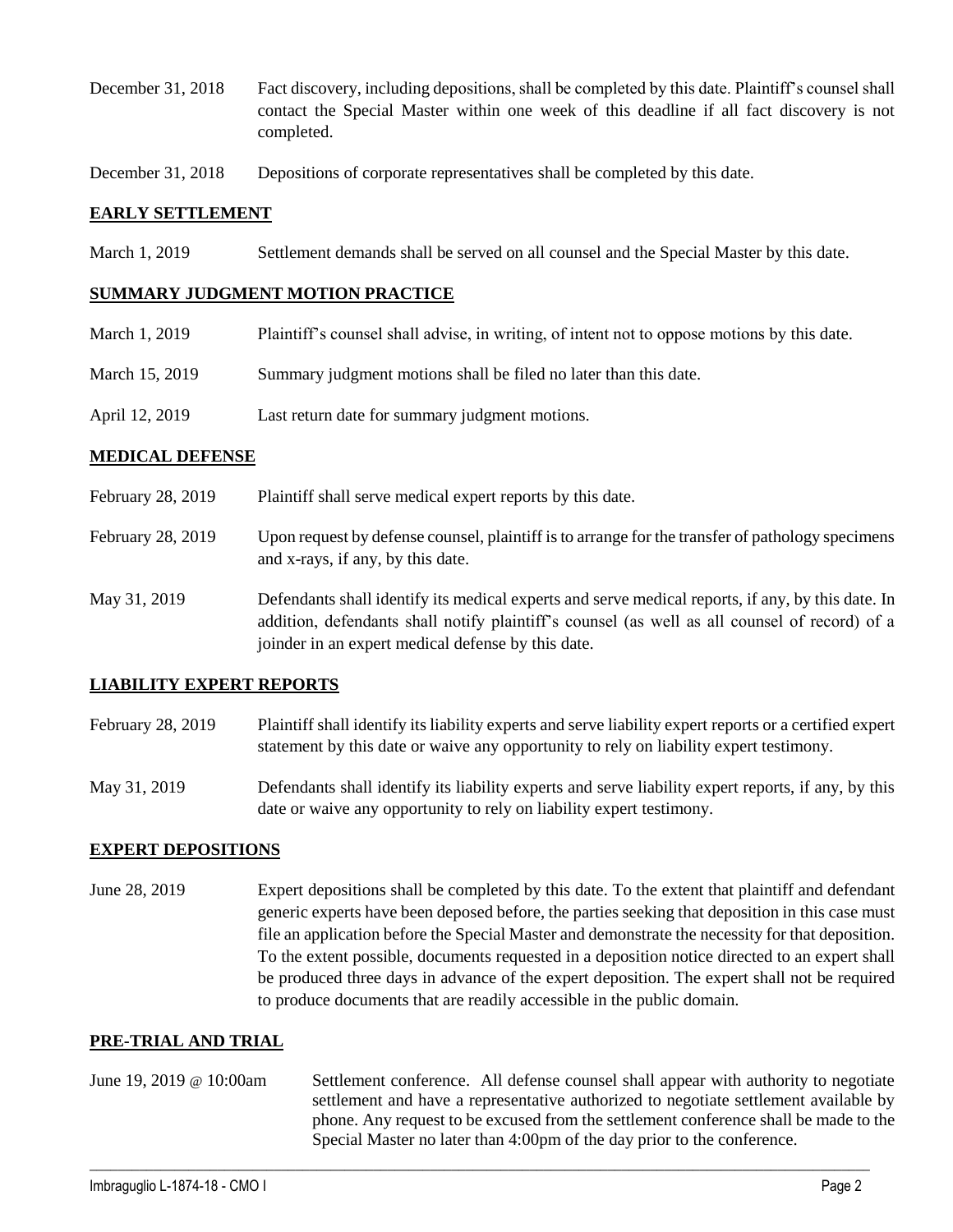| | |
|---|---|
| December 31, 2018 | Fact discovery, including depositions, shall be completed by this date. Plaintiff's counsel shall contact the Special Master within one week of this deadline if all fact discovery is not completed. |
| December 31, 2018 | Depositions of corporate representatives shall be completed by this date. |

## EARLY SETTLEMENT

| | |
|---|---|
| March 1, 2019 | Settlement demands shall be served on all counsel and the Special Master by this date. |

## SUMMARY JUDGMENT MOTION PRACTICE

| | |
|---|---|
| March 1, 2019 | Plaintiff's counsel shall advise, in writing, of intent not to oppose motions by this date. |
| March 15, 2019 | Summary judgment motions shall be filed no later than this date. |
| April 12, 2019 | Last return date for summary judgment motions. |

## MEDICAL DEFENSE

| | |
|---|---|
| February 28, 2019 | Plaintiff shall serve medical expert reports by this date. |
| February 28, 2019 | Upon request by defense counsel, plaintiff is to arrange for the transfer of pathology specimens and x-rays, if any, by this date. |
| May 31, 2019 | Defendants shall identify its medical experts and serve medical reports, if any, by this date. In addition, defendants shall notify plaintiff's counsel (as well as all counsel of record) of a joinder in an expert medical defense by this date. |

## LIABILITY EXPERT REPORTS

| | |
|---|---|
| February 28, 2019 | Plaintiff shall identify its liability experts and serve liability expert reports or a certified expert statement by this date or waive any opportunity to rely on liability expert testimony. |
| May 31, 2019 | Defendants shall identify its liability experts and serve liability expert reports, if any, by this date or waive any opportunity to rely on liability expert testimony. |

## EXPERT DEPOSITIONS

| | |
|---|---|
| June 28, 2019 | Expert depositions shall be completed by this date. To the extent that plaintiff and defendant generic experts have been deposed before, the parties seeking that deposition in this case must file an application before the Special Master and demonstrate the necessity for that deposition. To the extent possible, documents requested in a deposition notice directed to an expert shall be produced three days in advance of the expert deposition. The expert shall not be required to produce documents that are readily accessible in the public domain. |

## PRE-TRIAL AND TRIAL

| | |
|---|---|
| June 19, 2019 @ 10:00am | Settlement conference. All defense counsel shall appear with authority to negotiate settlement and have a representative authorized to negotiate settlement available by phone. Any request to be excused from the settlement conference shall be made to the Special Master no later than 4:00pm of the day prior to the conference. |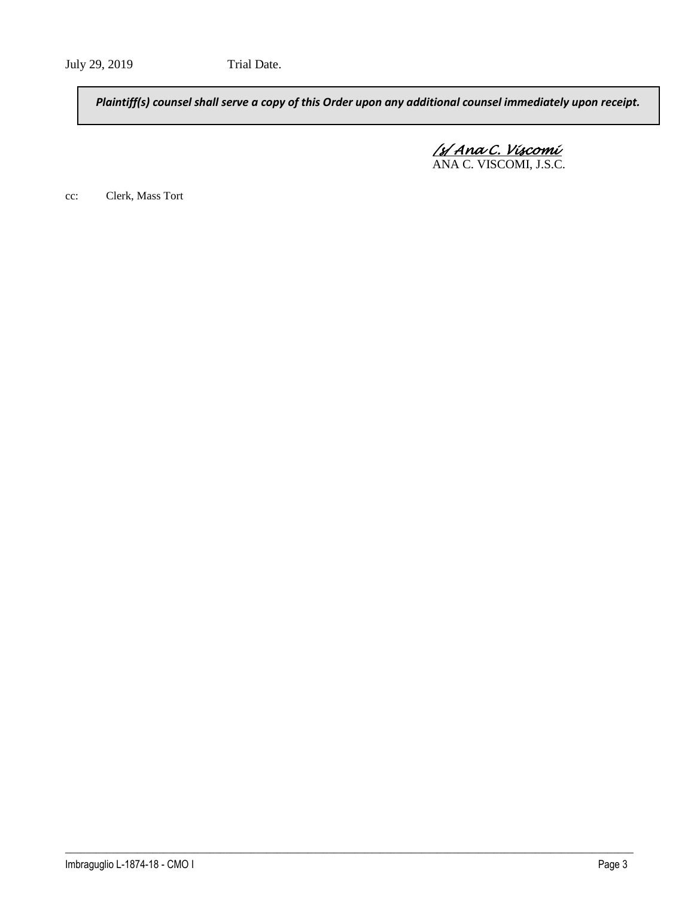| | |
|---|---|
| July 29, 2019 | Trial Date. |

***Plaintiff(s) counsel shall serve a copy of this Order upon any additional counsel immediately upon receipt.***

/s/ Ana C. Viscomi
ANA C. VISCOMI, J.S.C.

cc: Clerk, Mass Tort